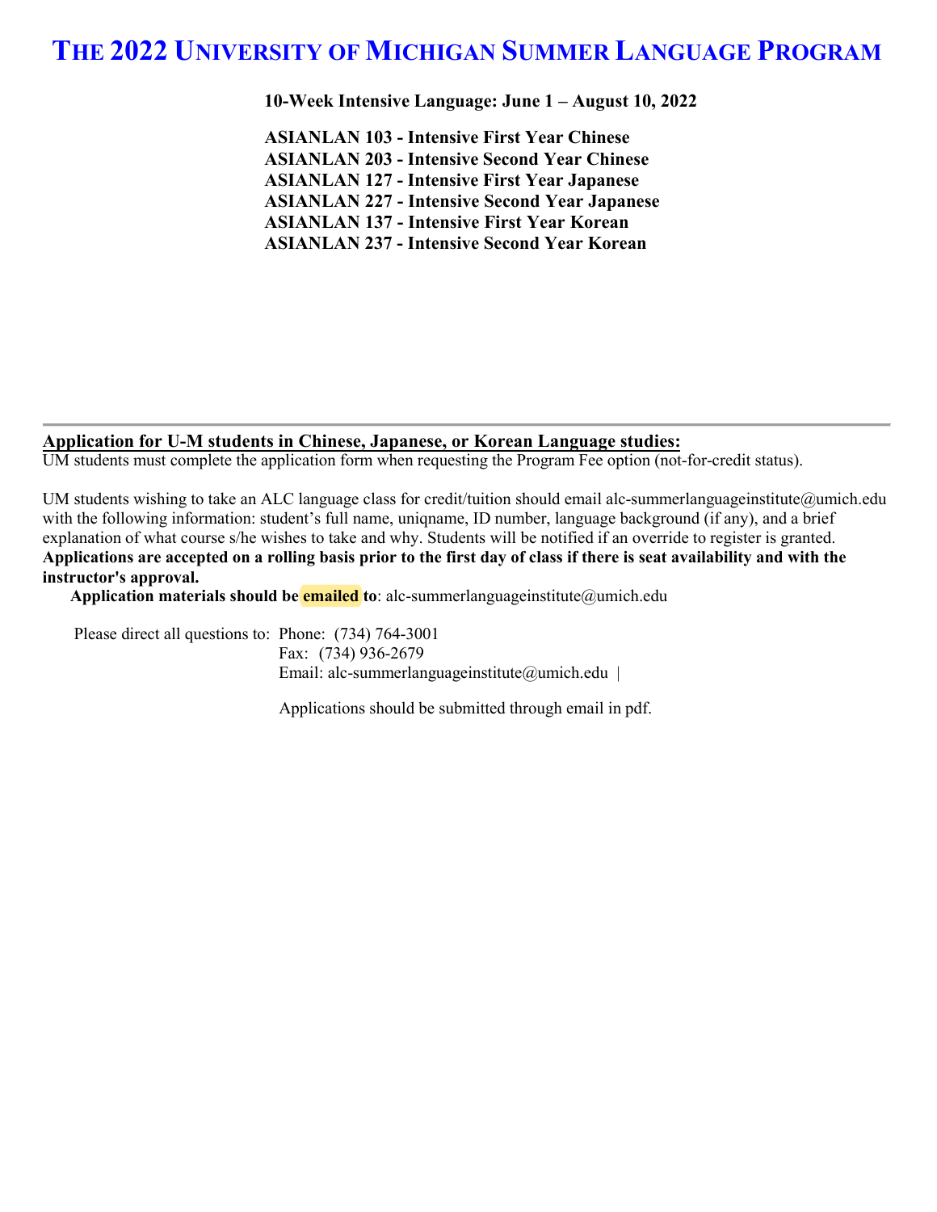# The 2022 University of Michigan Summer Language Program

**10-Week Intensive Language: June 1 – August 10, 2022**

**ASIANLAN 103 - Intensive First Year Chinese**
**ASIANLAN 203 - Intensive Second Year Chinese**
**ASIANLAN 127 - Intensive First Year Japanese**
**ASIANLAN 227 - Intensive Second Year Japanese**
**ASIANLAN 137 - Intensive First Year Korean**
**ASIANLAN 237 - Intensive Second Year Korean**

---

**Application for U-M students in Chinese, Japanese, or Korean Language studies:**

UM students must complete the application form when requesting the Program Fee option (not-for-credit status).

UM students wishing to take an ALC language class for credit/tuition should email alc-summerlanguageinstitute@umich.edu with the following information: student's full name, uniqname, ID number, language background (if any), and a brief explanation of what course s/he wishes to take and why. Students will be notified if an override to register is granted. **Applications are accepted on a rolling basis prior to the first day of class if there is seat availability and with the instructor's approval.**

**Application materials should be emailed to**: alc-summerlanguageinstitute@umich.edu

Please direct all questions to: Phone: (734) 764-3001
Fax: (734) 936-2679
Email: alc-summerlanguageinstitute@umich.edu |

Applications should be submitted through email in pdf.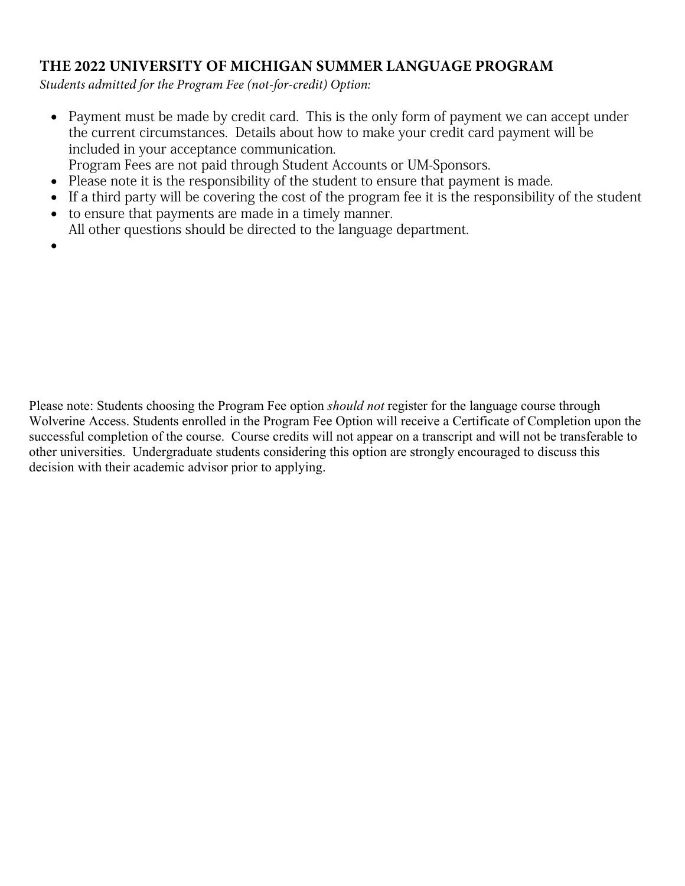## THE 2022 UNIVERSITY OF MICHIGAN SUMMER LANGUAGE PROGRAM

*Students admitted for the Program Fee (not-for-credit) Option:*

- Payment must be made by credit card. This is the only form of payment we can accept under the current circumstances. Details about how to make your credit card payment will be included in your acceptance communication.
  Program Fees are not paid through Student Accounts or UM-Sponsors.
- Please note it is the responsibility of the student to ensure that payment is made.
- If a third party will be covering the cost of the program fee it is the responsibility of the student
- to ensure that payments are made in a timely manner.
  All other questions should be directed to the language department.

Please note: Students choosing the Program Fee option *should not* register for the language course through Wolverine Access. Students enrolled in the Program Fee Option will receive a Certificate of Completion upon the successful completion of the course. Course credits will not appear on a transcript and will not be transferable to other universities. Undergraduate students considering this option are strongly encouraged to discuss this decision with their academic advisor prior to applying.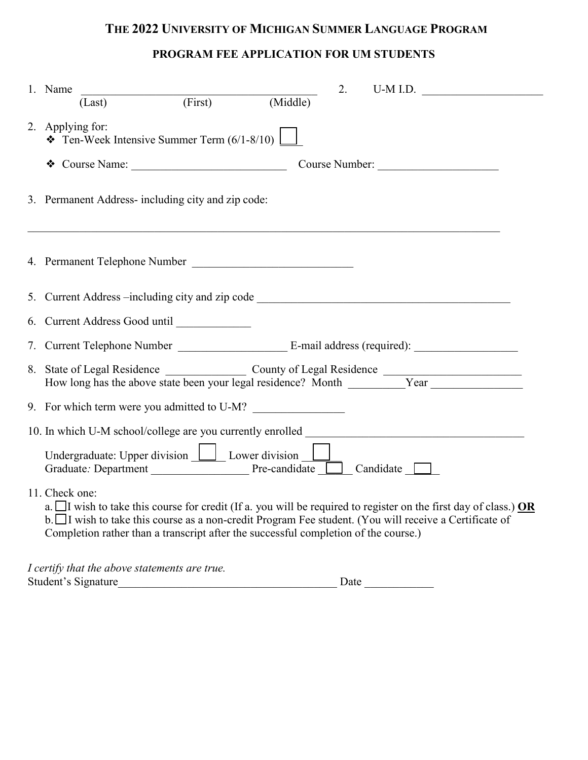# THE 2022 UNIVERSITY OF MICHIGAN SUMMER LANGUAGE PROGRAM

## PROGRAM FEE APPLICATION FOR UM STUDENTS

1. Name ________________________________________ 2. U-M I.D. ____________________
   (Last) (First) (Middle)

2. Applying for:
   - Ten-Week Intensive Summer Term (6/1-8/10) ☐
   - Course Name: ___________________________ Course Number: ____________________

3. Permanent Address- including city and zip code:

   ________________________________________________________________________________

4. Permanent Telephone Number ____________________________

5. Current Address –including city and zip code ____________________________________________

6. Current Address Good until _____________

7. Current Telephone Number __________________ E-mail address (required): _________________

8. State of Legal Residence ______________ County of Legal Residence ________________________
   How long has the above state been your legal residence? Month _________Year _______________

9. For which term were you admitted to U-M? _______________

10. In which U-M school/college are you currently enrolled _____________________________________

    Undergraduate: Upper division ☐ Lower division ☐
    Graduate*:* Department ________________ Pre-candidate ☐ Candidate ☐

11. Check one:
    a. ☐I wish to take this course for credit (If a. you will be required to register on the first day of class.) **OR**
    b. ☐I wish to take this course as a non-credit Program Fee student. (You will receive a Certificate of Completion rather than a transcript after the successful completion of the course.)

*I certify that the above statements are true.*
Student's Signature______________________________________ Date ___________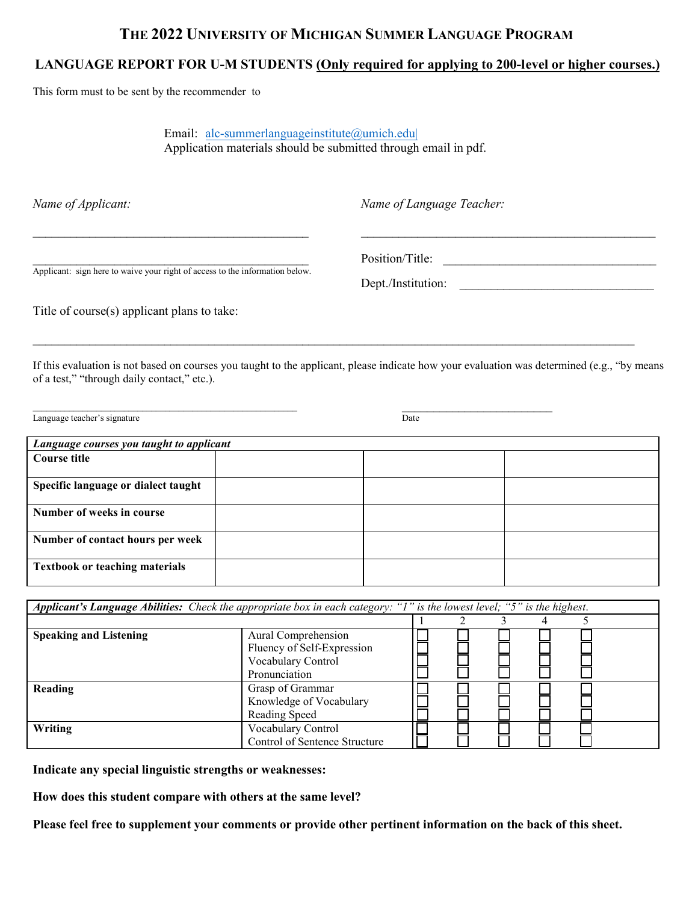# THE 2022 UNIVERSITY OF MICHIGAN SUMMER LANGUAGE PROGRAM

## LANGUAGE REPORT FOR U-M STUDENTS (Only required for applying to 200-level or higher courses.)

This form must to be sent by the recommender to

Email: alc-summerlanguageinstitute@umich.edu
Application materials should be submitted through email in pdf.

*Name of Applicant:*

\_\_\_\_\_\_\_\_\_\_\_\_\_\_\_\_\_\_\_\_\_\_\_\_\_\_\_\_\_\_\_\_\_\_\_\_\_\_\_\_\_\_\_\_\_\_

\_\_\_\_\_\_\_\_\_\_\_\_\_\_\_\_\_\_\_\_\_\_\_\_\_\_\_\_\_\_\_\_\_\_\_\_\_\_\_\_\_\_\_\_\_\_
Applicant: sign here to waive your right of access to the information below.

*Name of Language Teacher:*

\_\_\_\_\_\_\_\_\_\_\_\_\_\_\_\_\_\_\_\_\_\_\_\_\_\_\_\_\_\_\_\_\_\_\_\_\_\_\_\_\_\_\_\_\_\_

Position/Title: \_\_\_\_\_\_\_\_\_\_\_\_\_\_\_\_\_\_\_\_\_\_\_\_\_\_\_\_\_\_\_\_\_\_

Dept./Institution: \_\_\_\_\_\_\_\_\_\_\_\_\_\_\_\_\_\_\_\_\_\_\_\_\_\_\_\_\_\_\_\_

Title of course(s) applicant plans to take:

\_\_\_\_\_\_\_\_\_\_\_\_\_\_\_\_\_\_\_\_\_\_\_\_\_\_\_\_\_\_\_\_\_\_\_\_\_\_\_\_\_\_\_\_\_\_\_\_\_\_\_\_\_\_\_\_\_\_\_\_\_\_\_\_\_\_\_\_\_\_\_\_\_\_\_\_\_\_\_\_\_\_\_\_\_\_\_\_\_\_\_\_\_\_\_\_\_\_\_\_

If this evaluation is not based on courses you taught to the applicant, please indicate how your evaluation was determined (e.g., "by means of a test," "through daily contact," etc.).

\_\_\_\_\_\_\_\_\_\_\_\_\_\_\_\_\_\_\_\_\_\_\_\_\_\_\_\_\_\_\_\_\_\_\_\_\_\_\_\_\_\_ \_\_\_\_\_\_\_\_\_\_\_\_\_\_\_\_\_\_\_\_\_\_\_\_\_\_
Language teacher's signature Date

| ***Language courses you taught to applicant*** | | | |
|---|---|---|---|
| **Course title** | | | |
| **Specific language or dialect taught** | | | |
| **Number of weeks in course** | | | |
| **Number of contact hours per week** | | | |
| **Textbook or teaching materials** | | | |

| ***Applicant's Language Abilities:*** *Check the appropriate box in each category: "1" is the lowest level; "5" is the highest.* | | | | | | |
|---|---|---|---|---|---|---|
| | | 1 | 2 | 3 | 4 | 5 |
| **Speaking and Listening** | Aural Comprehension | ☐ | ☐ | ☐ | ☐ | ☐ |
| | Fluency of Self-Expression | ☐ | ☐ | ☐ | ☐ | ☐ |
| | Vocabulary Control | ☐ | ☐ | ☐ | ☐ | ☐ |
| | Pronunciation | ☐ | ☐ | ☐ | ☐ | ☐ |
| **Reading** | Grasp of Grammar | ☐ | ☐ | ☐ | ☐ | ☐ |
| | Knowledge of Vocabulary | ☐ | ☐ | ☐ | ☐ | ☐ |
| | Reading Speed | ☐ | ☐ | ☐ | ☐ | ☐ |
| **Writing** | Vocabulary Control | ☐ | ☐ | ☐ | ☐ | ☐ |
| | Control of Sentence Structure | ☐ | ☐ | ☐ | ☐ | ☐ |

**Indicate any special linguistic strengths or weaknesses:**

**How does this student compare with others at the same level?**

**Please feel free to supplement your comments or provide other pertinent information on the back of this sheet.**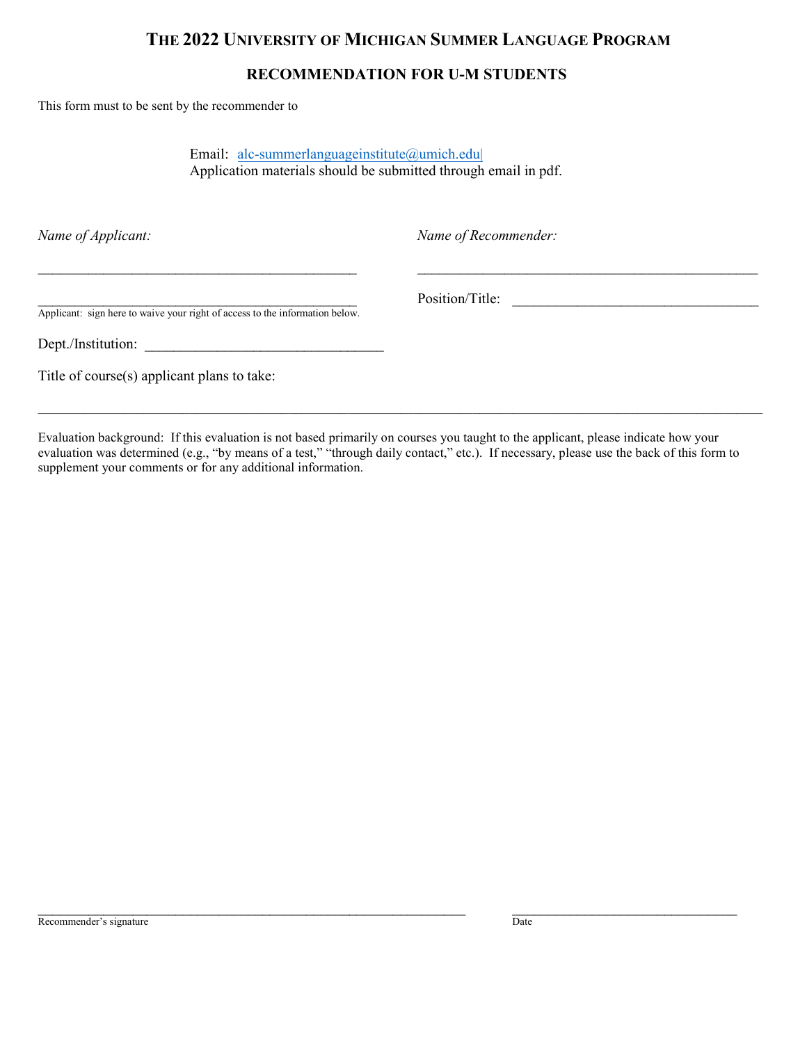# The 2022 University of Michigan Summer Language Program

## RECOMMENDATION FOR U-M STUDENTS

This form must to be sent by the recommender to

Email: alc-summerlanguageinstitute@umich.edu
Application materials should be submitted through email in pdf.

*Name of Applicant:*

______________________________________________

______________________________________________
Applicant: sign here to waive your right of access to the information below.

*Name of Recommender:*

______________________________________________

Position/Title: ________________________________

Dept./Institution: ________________________________

Title of course(s) applicant plans to take:

______________________________________________________________________________________________

Evaluation background: If this evaluation is not based primarily on courses you taught to the applicant, please indicate how your evaluation was determined (e.g., "by means of a test," "through daily contact," etc.). If necessary, please use the back of this form to supplement your comments or for any additional information.

______________________________________________________________ ________________________________
Recommender's signature Date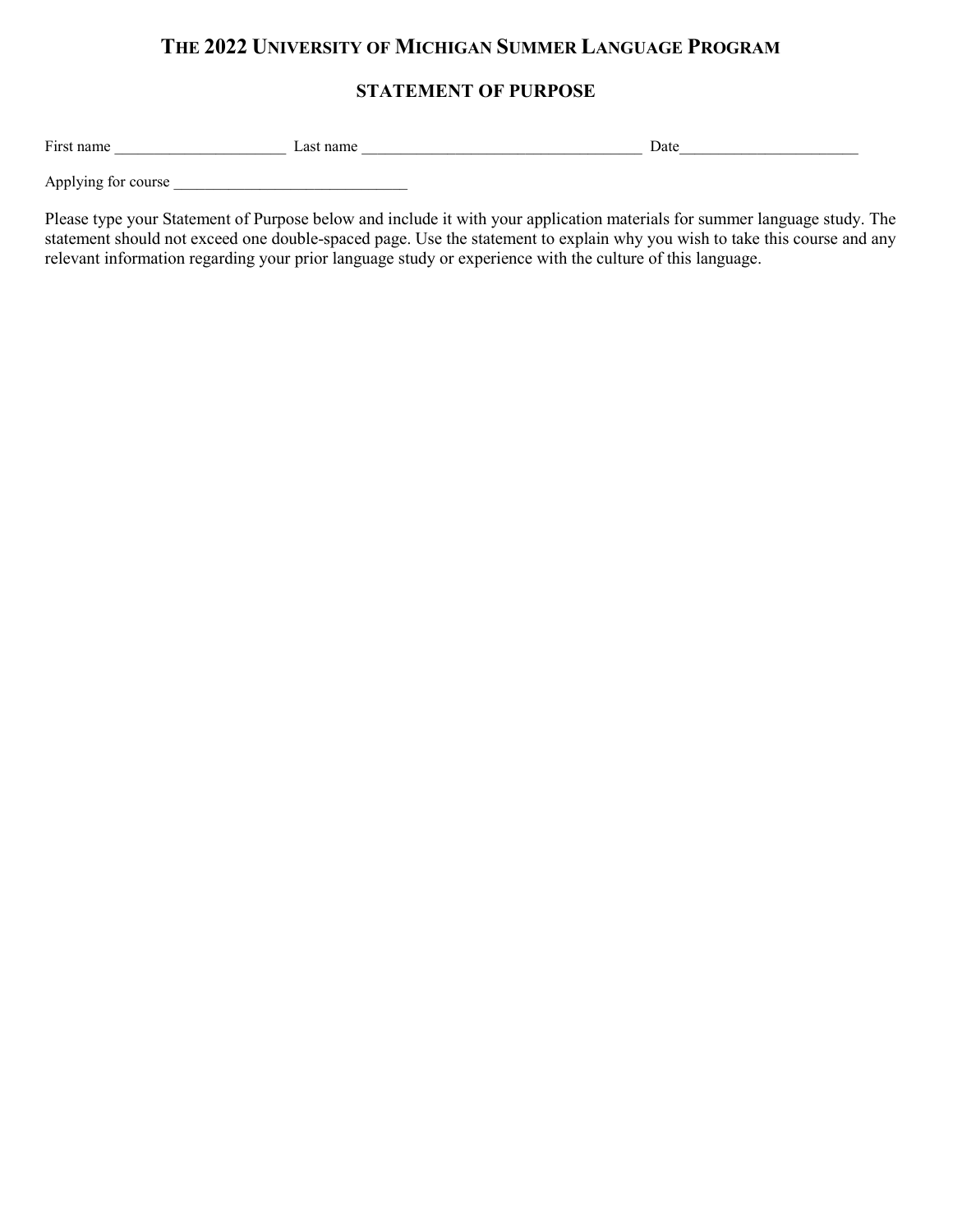# The 2022 University of Michigan Summer Language Program

## STATEMENT OF PURPOSE

First name ______________________ Last name ____________________________________ Date_______________________

Applying for course ______________________________

Please type your Statement of Purpose below and include it with your application materials for summer language study. The statement should not exceed one double-spaced page. Use the statement to explain why you wish to take this course and any relevant information regarding your prior language study or experience with the culture of this language.